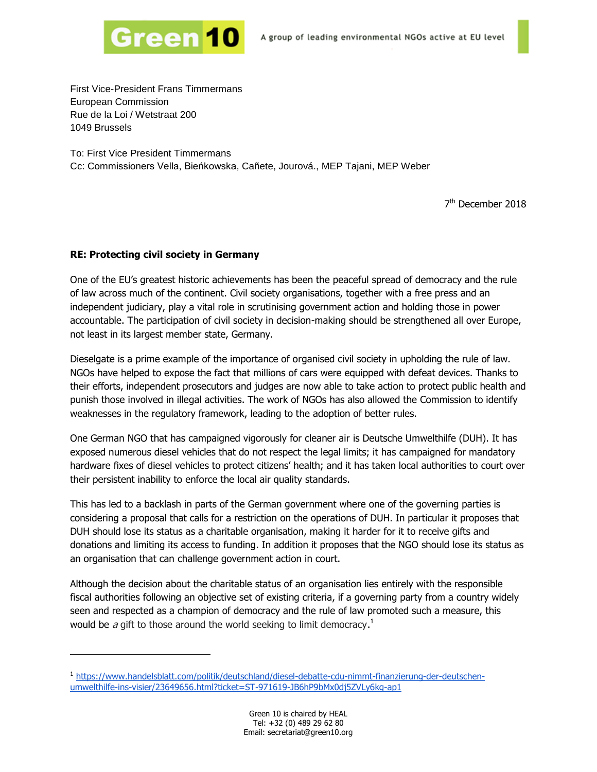Green 10 — A group of leading environmental NGOs active at EU level

First Vice-President Frans Timmermans
European Commission
Rue de la Loi / Wetstraat 200
1049 Brussels

To: First Vice President Timmermans
Cc: Commissioners Vella, Bieńkowska, Cañete, Jourová., MEP Tajani, MEP Weber

7th December 2018

**RE: Protecting civil society in Germany**

One of the EU's greatest historic achievements has been the peaceful spread of democracy and the rule of law across much of the continent. Civil society organisations, together with a free press and an independent judiciary, play a vital role in scrutinising government action and holding those in power accountable. The participation of civil society in decision-making should be strengthened all over Europe, not least in its largest member state, Germany.

Dieselgate is a prime example of the importance of organised civil society in upholding the rule of law. NGOs have helped to expose the fact that millions of cars were equipped with defeat devices. Thanks to their efforts, independent prosecutors and judges are now able to take action to protect public health and punish those involved in illegal activities. The work of NGOs has also allowed the Commission to identify weaknesses in the regulatory framework, leading to the adoption of better rules.

One German NGO that has campaigned vigorously for cleaner air is Deutsche Umwelthilfe (DUH). It has exposed numerous diesel vehicles that do not respect the legal limits; it has campaigned for mandatory hardware fixes of diesel vehicles to protect citizens' health; and it has taken local authorities to court over their persistent inability to enforce the local air quality standards.

This has led to a backlash in parts of the German government where one of the governing parties is considering a proposal that calls for a restriction on the operations of DUH. In particular it proposes that DUH should lose its status as a charitable organisation, making it harder for it to receive gifts and donations and limiting its access to funding. In addition it proposes that the NGO should lose its status as an organisation that can challenge government action in court.

Although the decision about the charitable status of an organisation lies entirely with the responsible fiscal authorities following an objective set of existing criteria, if a governing party from a country widely seen and respected as a champion of democracy and the rule of law promoted such a measure, this would be *a* gift to those around the world seeking to limit democracy.[1]

---

[1] https://www.handelsblatt.com/politik/deutschland/diesel-debatte-cdu-nimmt-finanzierung-der-deutschen-umwelthilfe-ins-visier/23649656.html?ticket=ST-971619-JB6hP9bMx0dj5ZVLy6kg-ap1

Green 10 is chaired by HEAL
Tel: +32 (0) 489 29 62 80
Email: secretariat@green10.org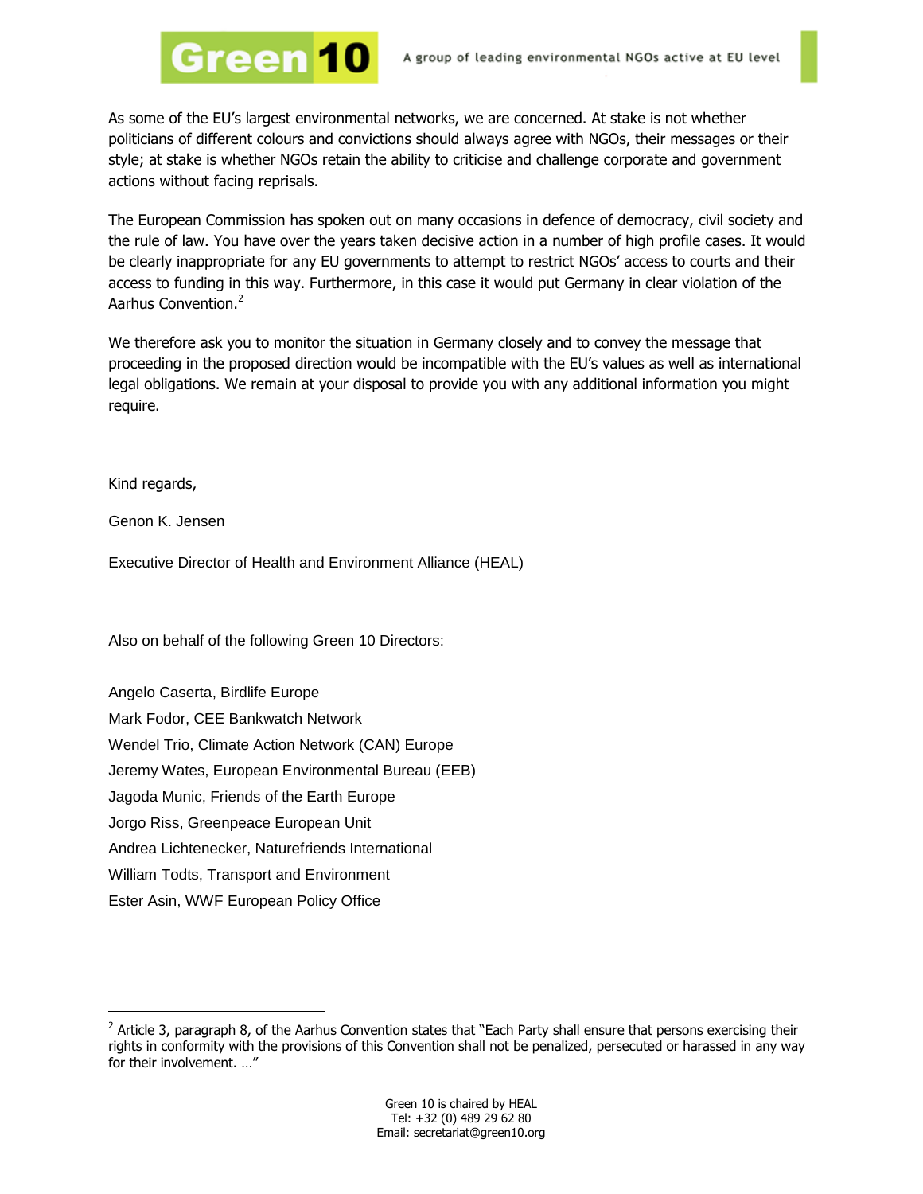As some of the EU's largest environmental networks, we are concerned. At stake is not whether politicians of different colours and convictions should always agree with NGOs, their messages or their style; at stake is whether NGOs retain the ability to criticise and challenge corporate and government actions without facing reprisals.

The European Commission has spoken out on many occasions in defence of democracy, civil society and the rule of law. You have over the years taken decisive action in a number of high profile cases. It would be clearly inappropriate for any EU governments to attempt to restrict NGOs' access to courts and their access to funding in this way. Furthermore, in this case it would put Germany in clear violation of the Aarhus Convention.[2]

We therefore ask you to monitor the situation in Germany closely and to convey the message that proceeding in the proposed direction would be incompatible with the EU's values as well as international legal obligations. We remain at your disposal to provide you with any additional information you might require.

Kind regards,

Genon K. Jensen

Executive Director of Health and Environment Alliance (HEAL)

Also on behalf of the following Green 10 Directors:

Angelo Caserta, Birdlife Europe
Mark Fodor, CEE Bankwatch Network
Wendel Trio, Climate Action Network (CAN) Europe
Jeremy Wates, European Environmental Bureau (EEB)
Jagoda Munic, Friends of the Earth Europe
Jorgo Riss, Greenpeace European Unit
Andrea Lichtenecker, Naturefriends International
William Todts, Transport and Environment
Ester Asin, WWF European Policy Office

---

[2] Article 3, paragraph 8, of the Aarhus Convention states that "Each Party shall ensure that persons exercising their rights in conformity with the provisions of this Convention shall not be penalized, persecuted or harassed in any way for their involvement. …"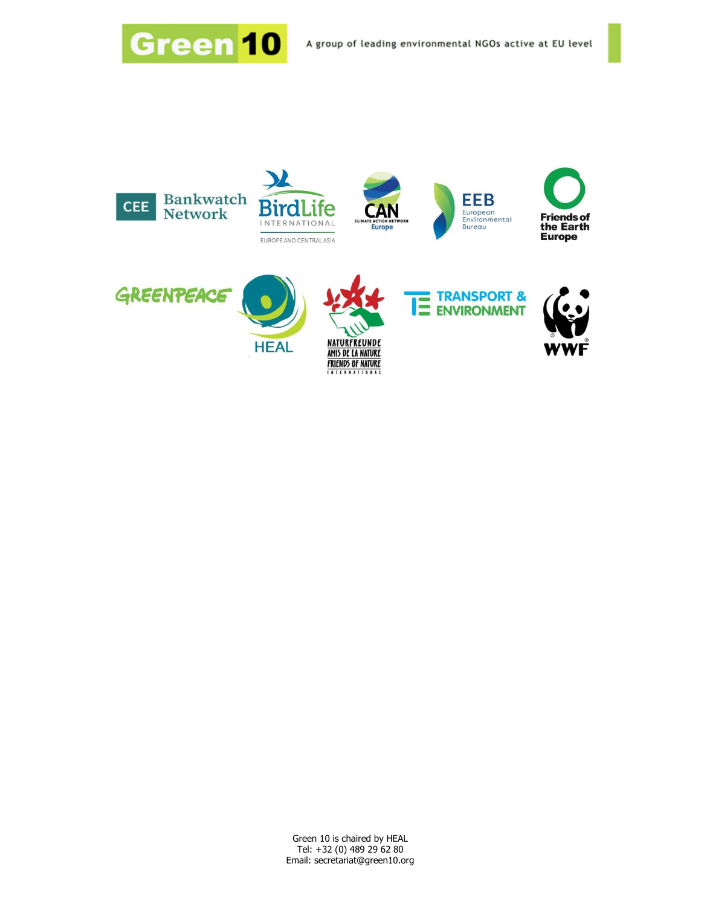Green 10 is chaired by HEAL
Tel: +32 (0) 489 29 62 80
Email: secretariat@green10.org